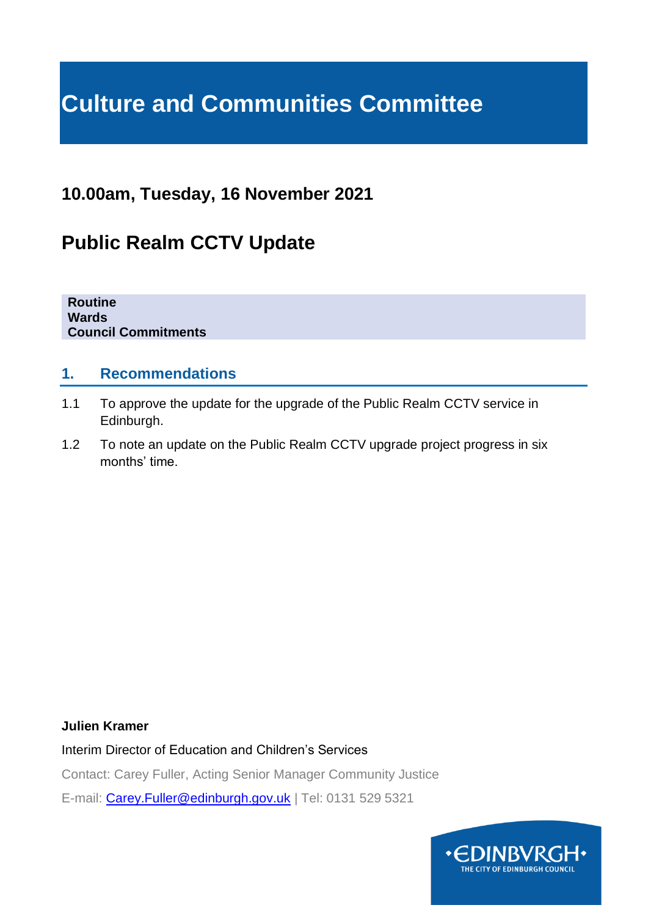# Culture and Communities Committee

## 10.00am, Tuesday, 16 November 2021

## Public Realm CCTV Update

**Routine**
**Wards**
**Council Commitments**

### 1. Recommendations

1.1 To approve the update for the upgrade of the Public Realm CCTV service in Edinburgh.

1.2 To note an update on the Public Realm CCTV upgrade project progress in six months' time.

**Julien Kramer**

Interim Director of Education and Children's Services

Contact: Carey Fuller, Acting Senior Manager Community Justice

E-mail: Carey.Fuller@edinburgh.gov.uk | Tel: 0131 529 5321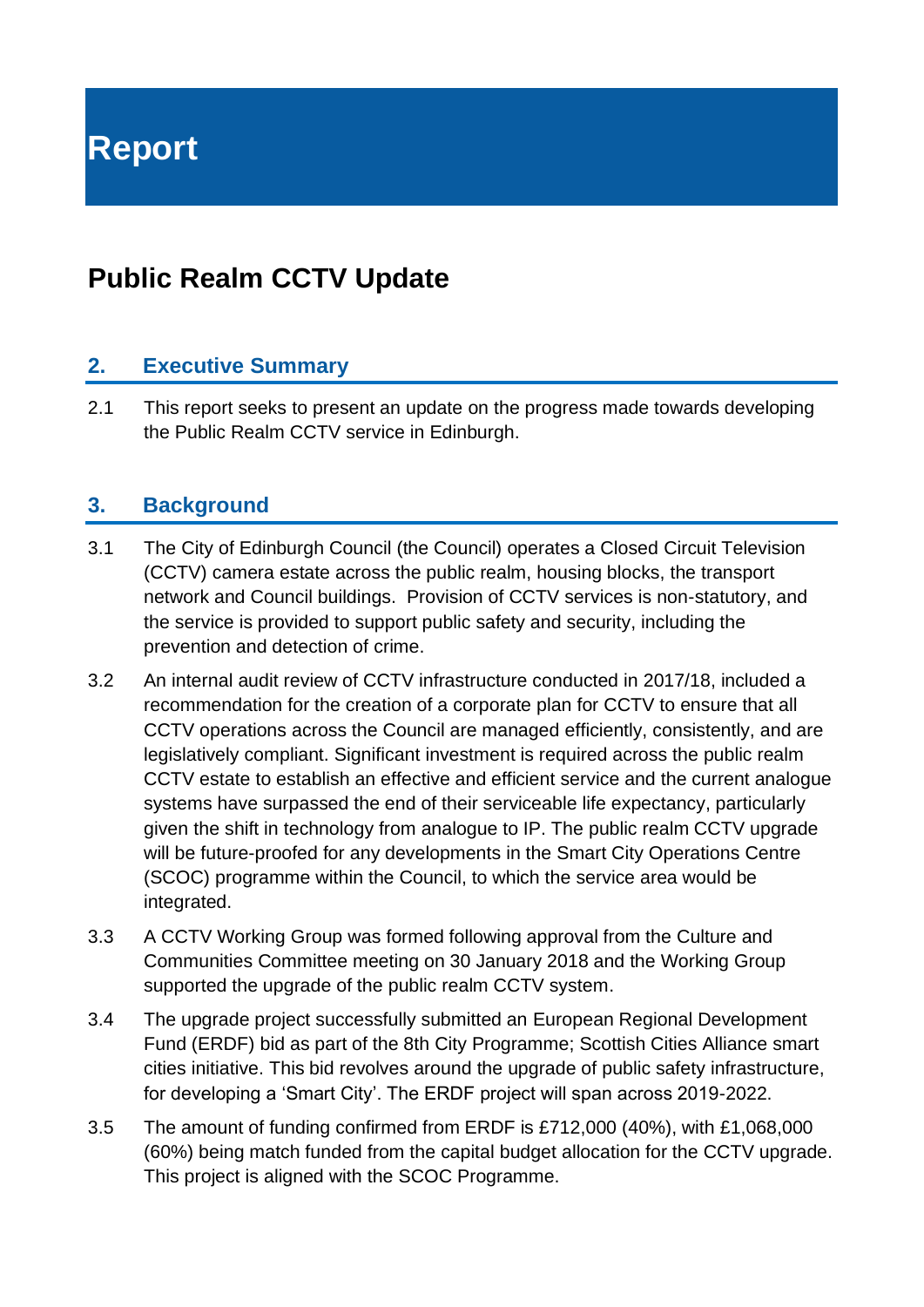# Report

# Public Realm CCTV Update

## 2. Executive Summary

2.1 This report seeks to present an update on the progress made towards developing the Public Realm CCTV service in Edinburgh.

## 3. Background

3.1 The City of Edinburgh Council (the Council) operates a Closed Circuit Television (CCTV) camera estate across the public realm, housing blocks, the transport network and Council buildings. Provision of CCTV services is non-statutory, and the service is provided to support public safety and security, including the prevention and detection of crime.

3.2 An internal audit review of CCTV infrastructure conducted in 2017/18, included a recommendation for the creation of a corporate plan for CCTV to ensure that all CCTV operations across the Council are managed efficiently, consistently, and are legislatively compliant. Significant investment is required across the public realm CCTV estate to establish an effective and efficient service and the current analogue systems have surpassed the end of their serviceable life expectancy, particularly given the shift in technology from analogue to IP. The public realm CCTV upgrade will be future-proofed for any developments in the Smart City Operations Centre (SCOC) programme within the Council, to which the service area would be integrated.

3.3 A CCTV Working Group was formed following approval from the Culture and Communities Committee meeting on 30 January 2018 and the Working Group supported the upgrade of the public realm CCTV system.

3.4 The upgrade project successfully submitted an European Regional Development Fund (ERDF) bid as part of the 8th City Programme; Scottish Cities Alliance smart cities initiative. This bid revolves around the upgrade of public safety infrastructure, for developing a 'Smart City'. The ERDF project will span across 2019-2022.

3.5 The amount of funding confirmed from ERDF is £712,000 (40%), with £1,068,000 (60%) being match funded from the capital budget allocation for the CCTV upgrade. This project is aligned with the SCOC Programme.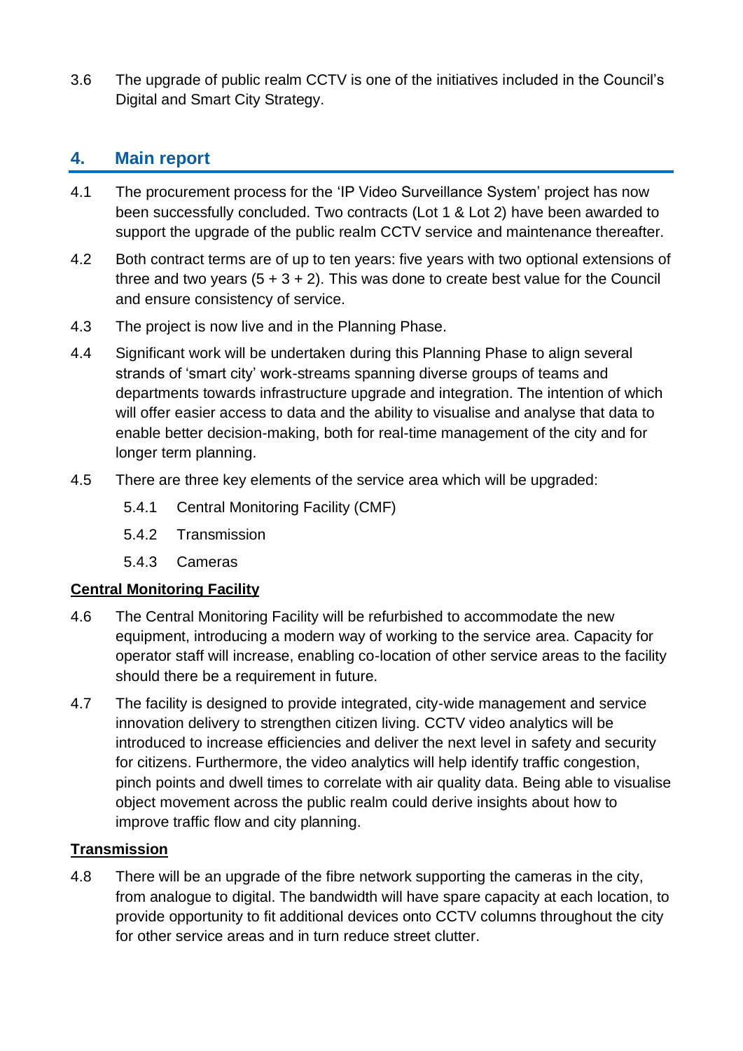3.6 The upgrade of public realm CCTV is one of the initiatives included in the Council's Digital and Smart City Strategy.

## 4. Main report

4.1 The procurement process for the 'IP Video Surveillance System' project has now been successfully concluded. Two contracts (Lot 1 & Lot 2) have been awarded to support the upgrade of the public realm CCTV service and maintenance thereafter.

4.2 Both contract terms are of up to ten years: five years with two optional extensions of three and two years (5 + 3 + 2). This was done to create best value for the Council and ensure consistency of service.

4.3 The project is now live and in the Planning Phase.

4.4 Significant work will be undertaken during this Planning Phase to align several strands of 'smart city' work-streams spanning diverse groups of teams and departments towards infrastructure upgrade and integration. The intention of which will offer easier access to data and the ability to visualise and analyse that data to enable better decision-making, both for real-time management of the city and for longer term planning.

4.5 There are three key elements of the service area which will be upgraded:

- 5.4.1 Central Monitoring Facility (CMF)
- 5.4.2 Transmission
- 5.4.3 Cameras

**<u>Central Monitoring Facility</u>**

4.6 The Central Monitoring Facility will be refurbished to accommodate the new equipment, introducing a modern way of working to the service area. Capacity for operator staff will increase, enabling co-location of other service areas to the facility should there be a requirement in future.

4.7 The facility is designed to provide integrated, city-wide management and service innovation delivery to strengthen citizen living. CCTV video analytics will be introduced to increase efficiencies and deliver the next level in safety and security for citizens. Furthermore, the video analytics will help identify traffic congestion, pinch points and dwell times to correlate with air quality data. Being able to visualise object movement across the public realm could derive insights about how to improve traffic flow and city planning.

**<u>Transmission</u>**

4.8 There will be an upgrade of the fibre network supporting the cameras in the city, from analogue to digital. The bandwidth will have spare capacity at each location, to provide opportunity to fit additional devices onto CCTV columns throughout the city for other service areas and in turn reduce street clutter.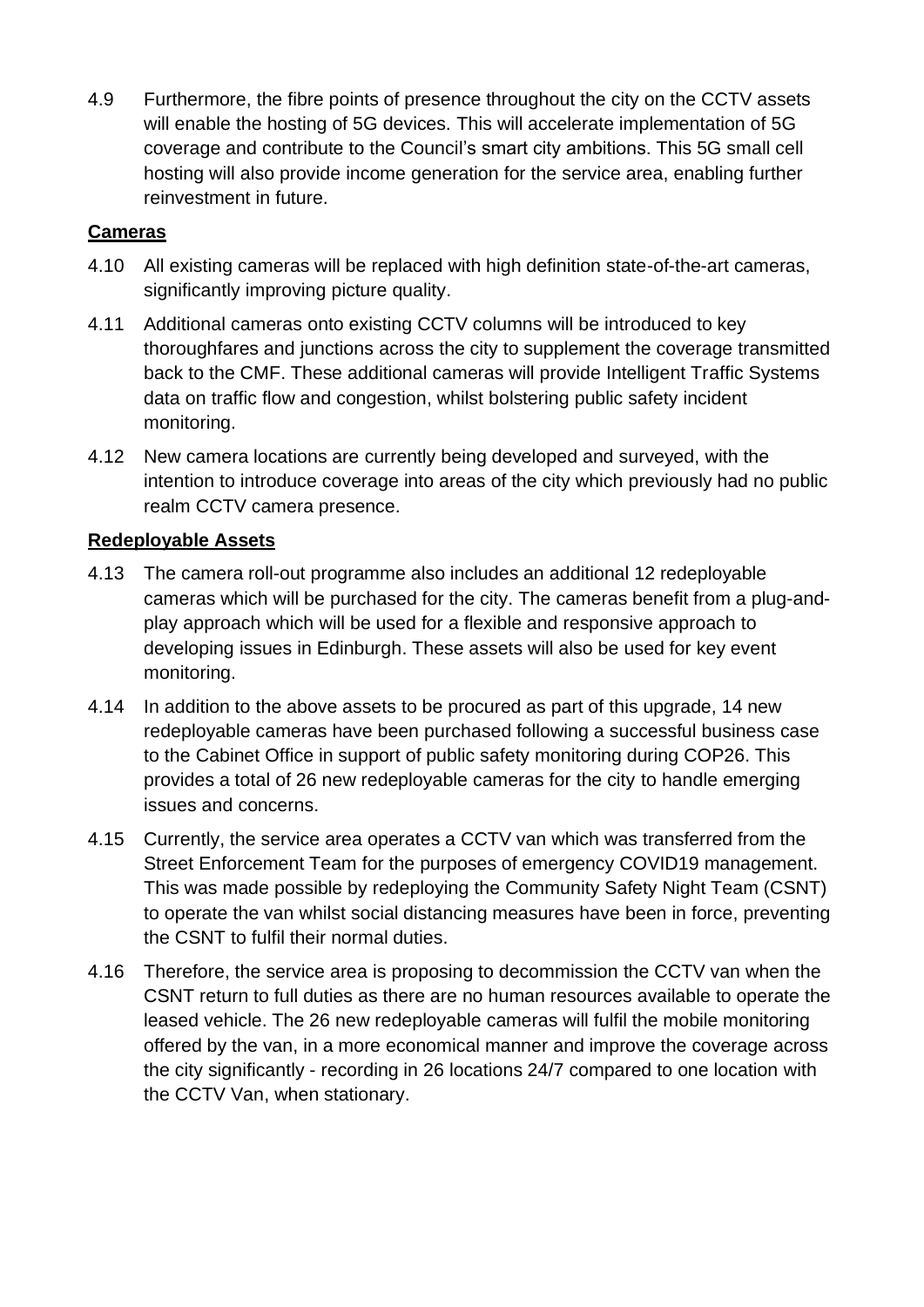4.9 Furthermore, the fibre points of presence throughout the city on the CCTV assets will enable the hosting of 5G devices. This will accelerate implementation of 5G coverage and contribute to the Council's smart city ambitions. This 5G small cell hosting will also provide income generation for the service area, enabling further reinvestment in future.

**Cameras**

4.10 All existing cameras will be replaced with high definition state-of-the-art cameras, significantly improving picture quality.

4.11 Additional cameras onto existing CCTV columns will be introduced to key thoroughfares and junctions across the city to supplement the coverage transmitted back to the CMF. These additional cameras will provide Intelligent Traffic Systems data on traffic flow and congestion, whilst bolstering public safety incident monitoring.

4.12 New camera locations are currently being developed and surveyed, with the intention to introduce coverage into areas of the city which previously had no public realm CCTV camera presence.

**Redeployable Assets**

4.13 The camera roll-out programme also includes an additional 12 redeployable cameras which will be purchased for the city. The cameras benefit from a plug-and-play approach which will be used for a flexible and responsive approach to developing issues in Edinburgh. These assets will also be used for key event monitoring.

4.14 In addition to the above assets to be procured as part of this upgrade, 14 new redeployable cameras have been purchased following a successful business case to the Cabinet Office in support of public safety monitoring during COP26. This provides a total of 26 new redeployable cameras for the city to handle emerging issues and concerns.

4.15 Currently, the service area operates a CCTV van which was transferred from the Street Enforcement Team for the purposes of emergency COVID19 management. This was made possible by redeploying the Community Safety Night Team (CSNT) to operate the van whilst social distancing measures have been in force, preventing the CSNT to fulfil their normal duties.

4.16 Therefore, the service area is proposing to decommission the CCTV van when the CSNT return to full duties as there are no human resources available to operate the leased vehicle. The 26 new redeployable cameras will fulfil the mobile monitoring offered by the van, in a more economical manner and improve the coverage across the city significantly - recording in 26 locations 24/7 compared to one location with the CCTV Van, when stationary.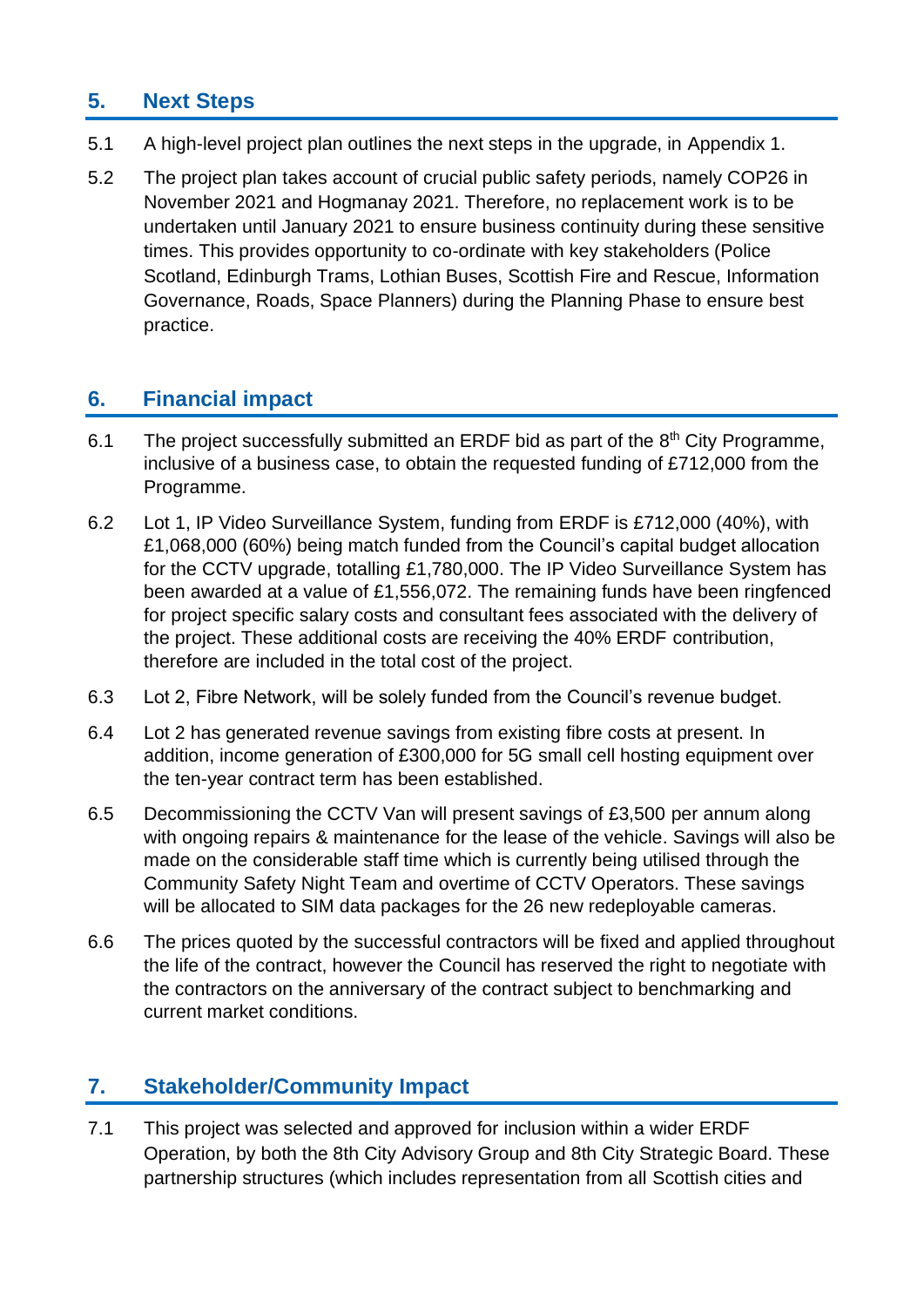## 5. Next Steps

5.1 A high-level project plan outlines the next steps in the upgrade, in Appendix 1.

5.2 The project plan takes account of crucial public safety periods, namely COP26 in November 2021 and Hogmanay 2021. Therefore, no replacement work is to be undertaken until January 2021 to ensure business continuity during these sensitive times. This provides opportunity to co-ordinate with key stakeholders (Police Scotland, Edinburgh Trams, Lothian Buses, Scottish Fire and Rescue, Information Governance, Roads, Space Planners) during the Planning Phase to ensure best practice.

## 6. Financial impact

6.1 The project successfully submitted an ERDF bid as part of the 8th City Programme, inclusive of a business case, to obtain the requested funding of £712,000 from the Programme.

6.2 Lot 1, IP Video Surveillance System, funding from ERDF is £712,000 (40%), with £1,068,000 (60%) being match funded from the Council's capital budget allocation for the CCTV upgrade, totalling £1,780,000. The IP Video Surveillance System has been awarded at a value of £1,556,072. The remaining funds have been ringfenced for project specific salary costs and consultant fees associated with the delivery of the project. These additional costs are receiving the 40% ERDF contribution, therefore are included in the total cost of the project.

6.3 Lot 2, Fibre Network, will be solely funded from the Council's revenue budget.

6.4 Lot 2 has generated revenue savings from existing fibre costs at present. In addition, income generation of £300,000 for 5G small cell hosting equipment over the ten-year contract term has been established.

6.5 Decommissioning the CCTV Van will present savings of £3,500 per annum along with ongoing repairs & maintenance for the lease of the vehicle. Savings will also be made on the considerable staff time which is currently being utilised through the Community Safety Night Team and overtime of CCTV Operators. These savings will be allocated to SIM data packages for the 26 new redeployable cameras.

6.6 The prices quoted by the successful contractors will be fixed and applied throughout the life of the contract, however the Council has reserved the right to negotiate with the contractors on the anniversary of the contract subject to benchmarking and current market conditions.

## 7. Stakeholder/Community Impact

7.1 This project was selected and approved for inclusion within a wider ERDF Operation, by both the 8th City Advisory Group and 8th City Strategic Board. These partnership structures (which includes representation from all Scottish cities and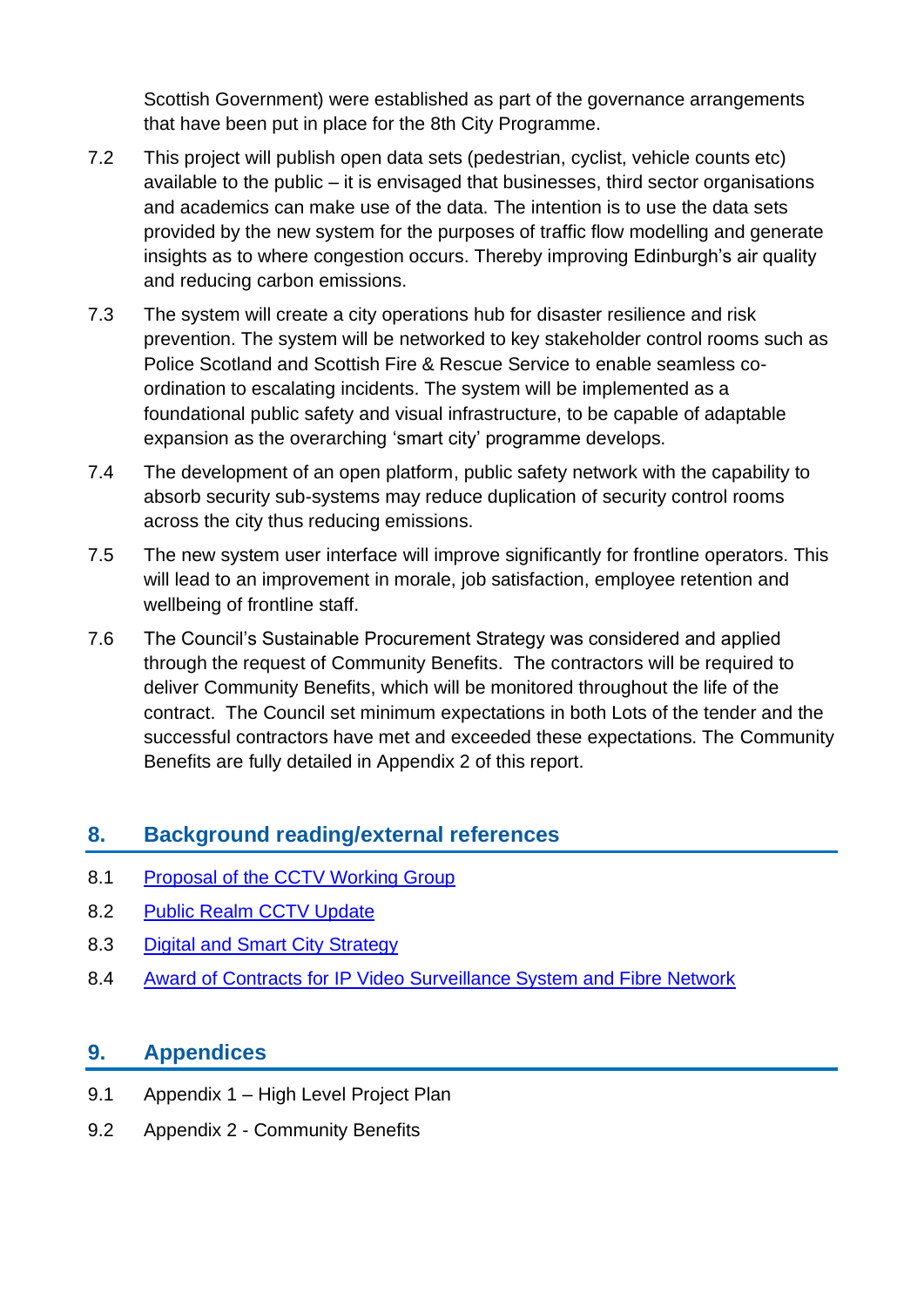Scottish Government) were established as part of the governance arrangements that have been put in place for the 8th City Programme.

7.2 This project will publish open data sets (pedestrian, cyclist, vehicle counts etc) available to the public – it is envisaged that businesses, third sector organisations and academics can make use of the data. The intention is to use the data sets provided by the new system for the purposes of traffic flow modelling and generate insights as to where congestion occurs. Thereby improving Edinburgh's air quality and reducing carbon emissions.

7.3 The system will create a city operations hub for disaster resilience and risk prevention. The system will be networked to key stakeholder control rooms such as Police Scotland and Scottish Fire & Rescue Service to enable seamless co-ordination to escalating incidents. The system will be implemented as a foundational public safety and visual infrastructure, to be capable of adaptable expansion as the overarching 'smart city' programme develops.

7.4 The development of an open platform, public safety network with the capability to absorb security sub-systems may reduce duplication of security control rooms across the city thus reducing emissions.

7.5 The new system user interface will improve significantly for frontline operators. This will lead to an improvement in morale, job satisfaction, employee retention and wellbeing of frontline staff.

7.6 The Council's Sustainable Procurement Strategy was considered and applied through the request of Community Benefits. The contractors will be required to deliver Community Benefits, which will be monitored throughout the life of the contract. The Council set minimum expectations in both Lots of the tender and the successful contractors have met and exceeded these expectations. The Community Benefits are fully detailed in Appendix 2 of this report.

## 8. Background reading/external references

8.1 Proposal of the CCTV Working Group

8.2 Public Realm CCTV Update

8.3 Digital and Smart City Strategy

8.4 Award of Contracts for IP Video Surveillance System and Fibre Network

## 9. Appendices

9.1 Appendix 1 – High Level Project Plan

9.2 Appendix 2 - Community Benefits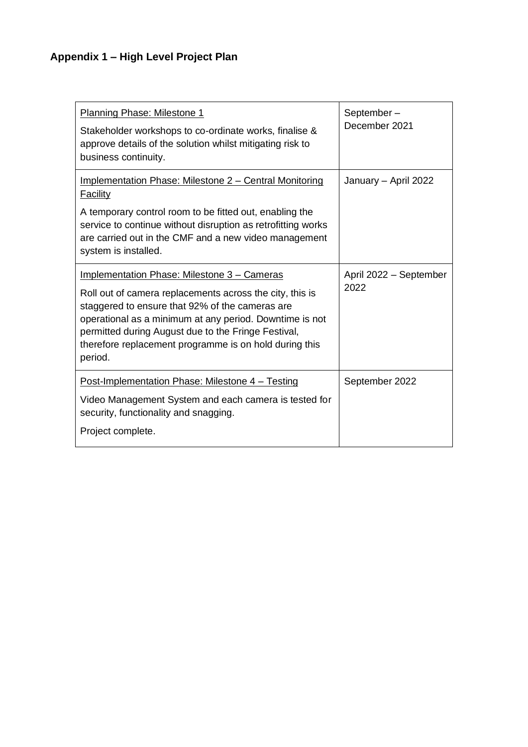**Appendix 1 – High Level Project Plan**

| | |
|---|---|
| Planning Phase: Milestone 1<br><br>Stakeholder workshops to co-ordinate works, finalise & approve details of the solution whilst mitigating risk to business continuity. | September – December 2021 |
| Implementation Phase: Milestone 2 – Central Monitoring Facility<br><br>A temporary control room to be fitted out, enabling the service to continue without disruption as retrofitting works are carried out in the CMF and a new video management system is installed. | January – April 2022 |
| Implementation Phase: Milestone 3 – Cameras<br><br>Roll out of camera replacements across the city, this is staggered to ensure that 92% of the cameras are operational as a minimum at any period. Downtime is not permitted during August due to the Fringe Festival, therefore replacement programme is on hold during this period. | April 2022 – September 2022 |
| Post-Implementation Phase: Milestone 4 – Testing<br><br>Video Management System and each camera is tested for security, functionality and snagging.<br><br>Project complete. | September 2022 |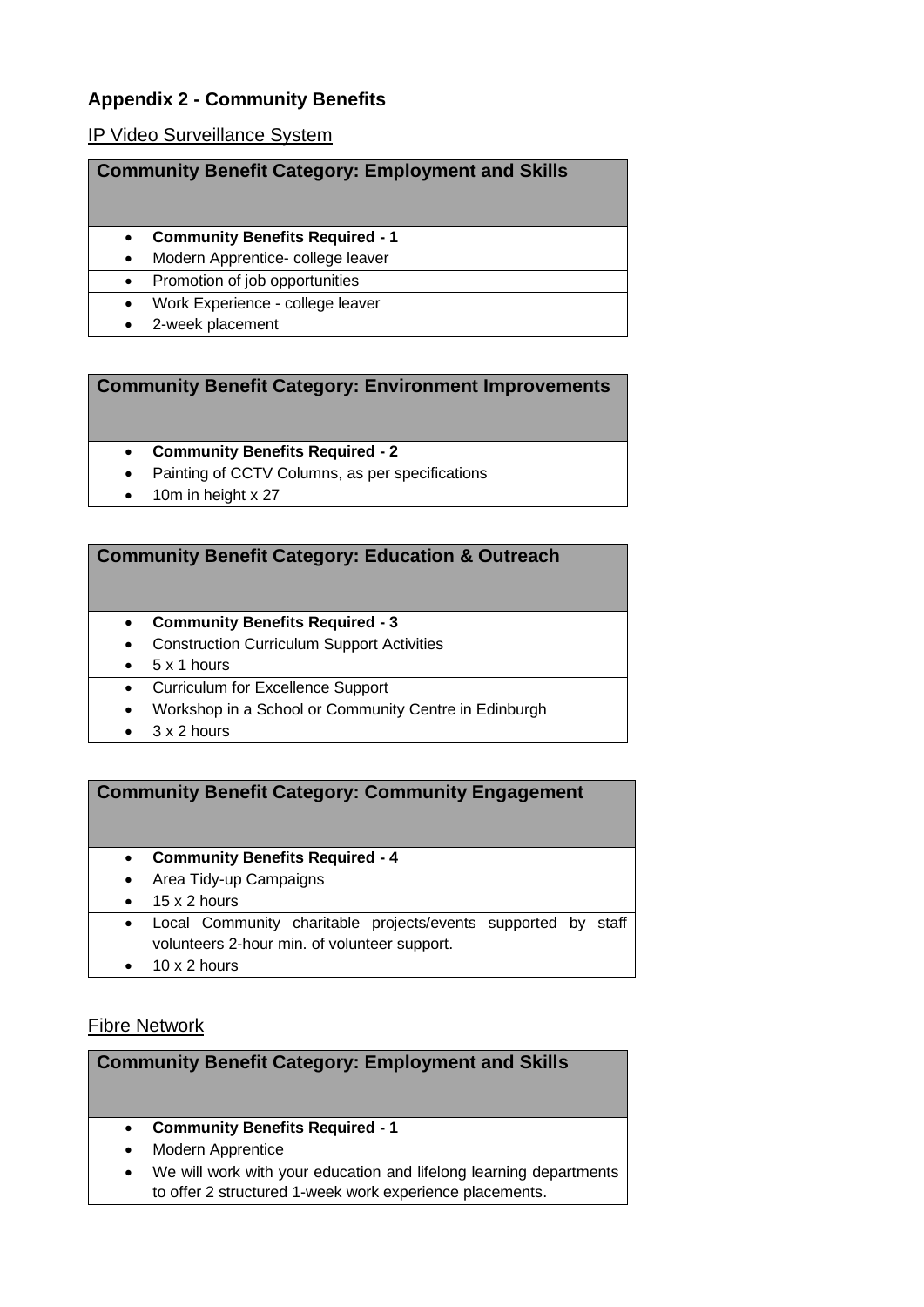## Appendix 2 - Community Benefits

IP Video Surveillance System

| Community Benefit Category: Employment and Skills |
| --- |
| • **Community Benefits Required - 1**<br>• Modern Apprentice- college leaver |
| • Promotion of job opportunities |
| • Work Experience - college leaver<br>• 2-week placement |

| Community Benefit Category: Environment Improvements |
| --- |
| • **Community Benefits Required - 2**<br>• Painting of CCTV Columns, as per specifications<br>• 10m in height x 27 |

| Community Benefit Category: Education & Outreach |
| --- |
| • **Community Benefits Required - 3**<br>• Construction Curriculum Support Activities<br>• 5 x 1 hours |
| • Curriculum for Excellence Support<br>• Workshop in a School or Community Centre in Edinburgh<br>• 3 x 2 hours |

| Community Benefit Category: Community Engagement |
| --- |
| • **Community Benefits Required - 4**<br>• Area Tidy-up Campaigns<br>• 15 x 2 hours |
| • Local Community charitable projects/events supported by staff volunteers 2-hour min. of volunteer support.<br>• 10 x 2 hours |

Fibre Network

| Community Benefit Category: Employment and Skills |
| --- |
| • **Community Benefits Required - 1**<br>• Modern Apprentice |
| • We will work with your education and lifelong learning departments to offer 2 structured 1-week work experience placements. |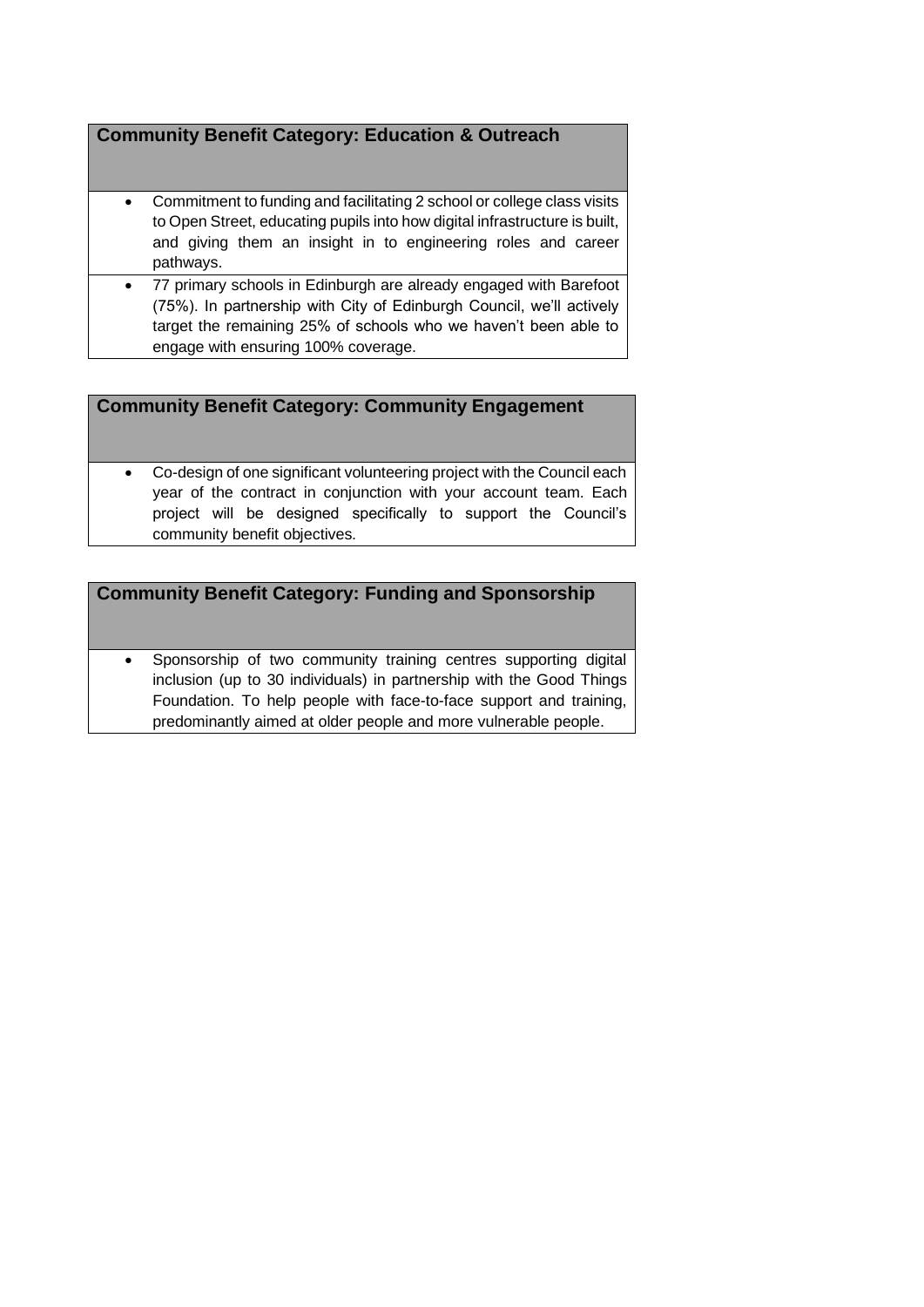| Community Benefit Category: Education & Outreach |
| --- |
| • Commitment to funding and facilitating 2 school or college class visits to Open Street, educating pupils into how digital infrastructure is built, and giving them an insight in to engineering roles and career pathways. |
| • 77 primary schools in Edinburgh are already engaged with Barefoot (75%). In partnership with City of Edinburgh Council, we'll actively target the remaining 25% of schools who we haven't been able to engage with ensuring 100% coverage. |

| Community Benefit Category: Community Engagement |
| --- |
| • Co-design of one significant volunteering project with the Council each year of the contract in conjunction with your account team. Each project will be designed specifically to support the Council's community benefit objectives. |

| Community Benefit Category: Funding and Sponsorship |
| --- |
| • Sponsorship of two community training centres supporting digital inclusion (up to 30 individuals) in partnership with the Good Things Foundation. To help people with face-to-face support and training, predominantly aimed at older people and more vulnerable people. |